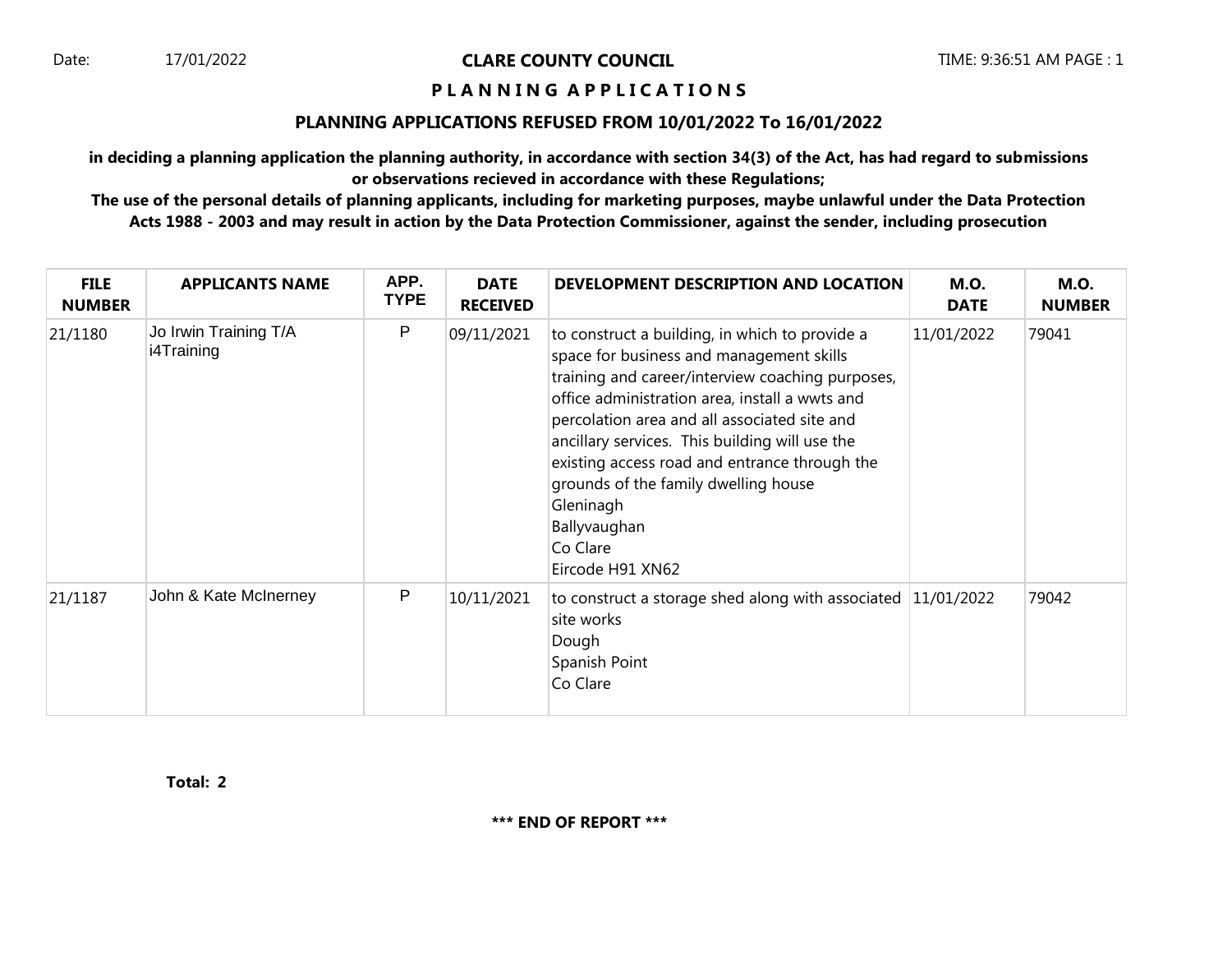Date: 17/01/2022

# CLARE COUNTY COUNCIL

TIME: 9:36:51 AM PAGE : 1

## P L A N N I N G A P P L I C A T I O N S

### PLANNING APPLICATIONS REFUSED FROM 10/01/2022 To 16/01/2022

**in deciding a planning application the planning authority, in accordance with section 34(3) of the Act, has had regard to submissions or observations recieved in accordance with these Regulations;**

**The use of the personal details of planning applicants, including for marketing purposes, maybe unlawful under the Data Protection Acts 1988 - 2003 and may result in action by the Data Protection Commissioner, against the sender, including prosecution**

| FILE NUMBER | APPLICANTS NAME | APP. TYPE | DATE RECEIVED | DEVELOPMENT DESCRIPTION AND LOCATION | M.O. DATE | M.O. NUMBER |
|---|---|---|---|---|---|---|
| 21/1180 | Jo Irwin Training T/A i4Training | P | 09/11/2021 | to construct a building, in which to provide a space for business and management skills training and career/interview coaching purposes, office administration area, install a wwts and percolation area and all associated site and ancillary services. This building will use the existing access road and entrance through the grounds of the family dwelling house<br>Gleninagh<br>Ballyvaughan<br>Co Clare<br>Eircode H91 XN62 | 11/01/2022 | 79041 |
| 21/1187 | John & Kate McInerney | P | 10/11/2021 | to construct a storage shed along with associated site works<br>Dough<br>Spanish Point<br>Co Clare | 11/01/2022 | 79042 |

**Total: 2**

**\*\*\* END OF REPORT \*\*\***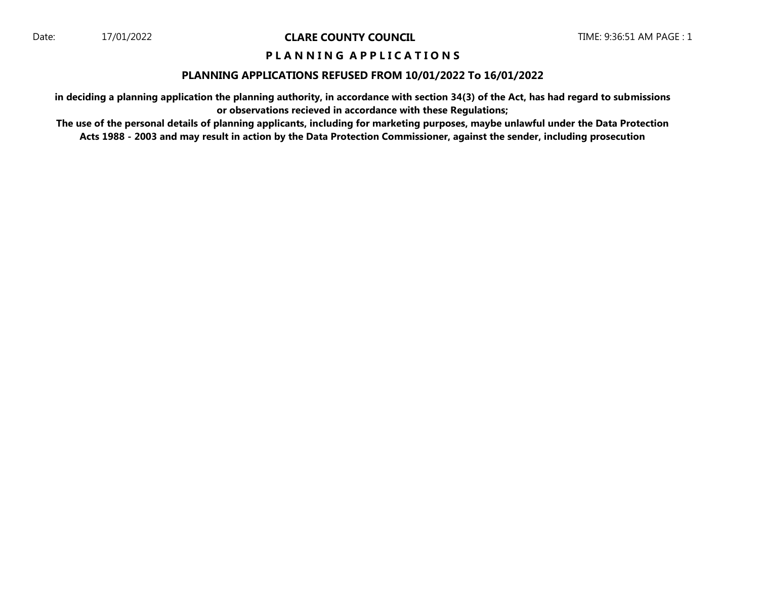**CLARE COUNTY COUNCIL**

**P L A N N I N G A P P L I C A T I O N S**

**PLANNING APPLICATIONS REFUSED FROM 10/01/2022 To 16/01/2022**

**in deciding a planning application the planning authority, in accordance with section 34(3) of the Act, has had regard to submissions or observations recieved in accordance with these Regulations;**

**The use of the personal details of planning applicants, including for marketing purposes, maybe unlawful under the Data Protection Acts 1988 - 2003 and may result in action by the Data Protection Commissioner, against the sender, including prosecution**